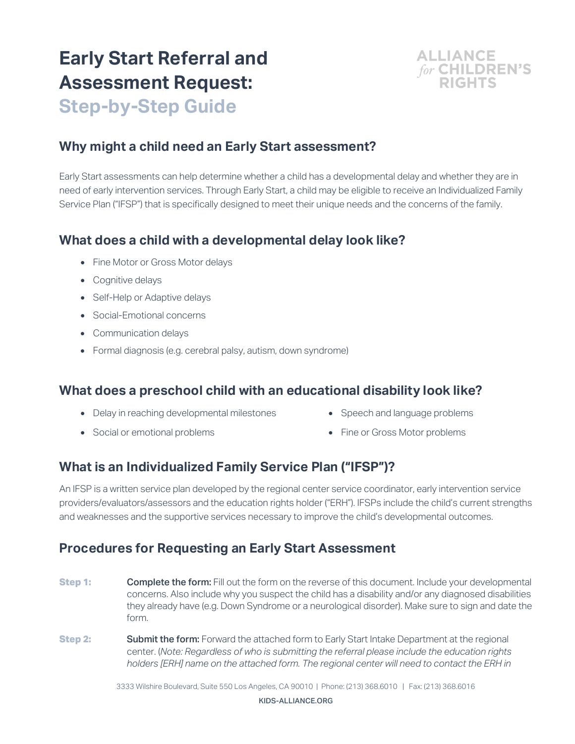# Early Start Referral and Assessment Request: Step-by-Step Guide

ALLIANCE *for* CHILDREN'S RIGHTS

## Why might a child need an Early Start assessment?

Early Start assessments can help determine whether a child has a developmental delay and whether they are in need of early intervention services. Through Early Start, a child may be eligible to receive an Individualized Family Service Plan ("IFSP") that is specifically designed to meet their unique needs and the concerns of the family.

## What does a child with a developmental delay look like?

- Fine Motor or Gross Motor delays
- Cognitive delays
- Self-Help or Adaptive delays
- Social-Emotional concerns
- Communication delays
- Formal diagnosis (e.g. cerebral palsy, autism, down syndrome)

## What does a preschool child with an educational disability look like?

- Delay in reaching developmental milestones
- Social or emotional problems
- Speech and language problems
- Fine or Gross Motor problems

## What is an Individualized Family Service Plan ("IFSP")?

An IFSP is a written service plan developed by the regional center service coordinator, early intervention service providers/evaluators/assessors and the education rights holder ("ERH"). IFSPs include the child's current strengths and weaknesses and the supportive services necessary to improve the child's developmental outcomes.

## Procedures for Requesting an Early Start Assessment

**Step 1:** **Complete the form:** Fill out the form on the reverse of this document. Include your developmental concerns. Also include why you suspect the child has a disability and/or any diagnosed disabilities they already have (e.g. Down Syndrome or a neurological disorder). Make sure to sign and date the form.

**Step 2:** **Submit the form:** Forward the attached form to Early Start Intake Department at the regional center. (*Note: Regardless of who is submitting the referral please include the education rights holders [ERH] name on the attached form. The regional center will need to contact the ERH in*

3333 Wilshire Boulevard, Suite 550 Los Angeles, CA 90010 | Phone: (213) 368.6010 | Fax: (213) 368.6016

KIDS-ALLIANCE.ORG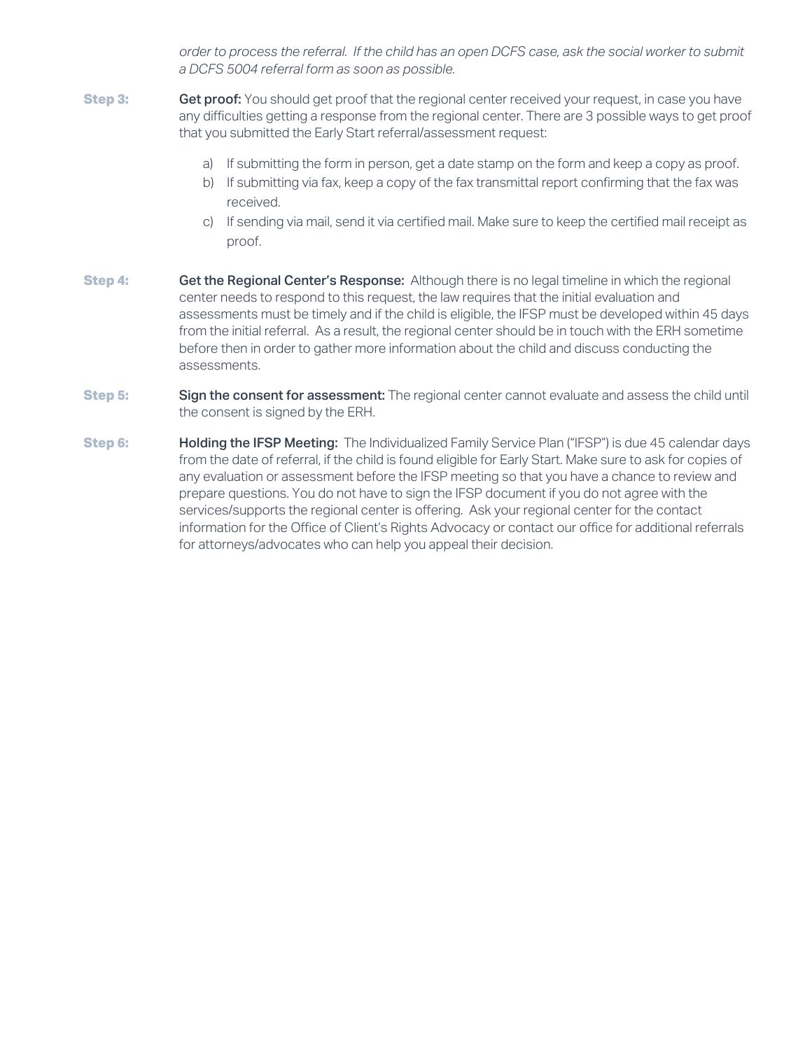*order to process the referral. If the child has an open DCFS case, ask the social worker to submit a DCFS 5004 referral form as soon as possible.*

**Step 3:** **Get proof:** You should get proof that the regional center received your request, in case you have any difficulties getting a response from the regional center. There are 3 possible ways to get proof that you submitted the Early Start referral/assessment request:

a) If submitting the form in person, get a date stamp on the form and keep a copy as proof.
b) If submitting via fax, keep a copy of the fax transmittal report confirming that the fax was received.
c) If sending via mail, send it via certified mail. Make sure to keep the certified mail receipt as proof.

**Step 4:** **Get the Regional Center's Response:** Although there is no legal timeline in which the regional center needs to respond to this request, the law requires that the initial evaluation and assessments must be timely and if the child is eligible, the IFSP must be developed within 45 days from the initial referral. As a result, the regional center should be in touch with the ERH sometime before then in order to gather more information about the child and discuss conducting the assessments.

**Step 5:** **Sign the consent for assessment:** The regional center cannot evaluate and assess the child until the consent is signed by the ERH.

**Step 6:** **Holding the IFSP Meeting:** The Individualized Family Service Plan ("IFSP") is due 45 calendar days from the date of referral, if the child is found eligible for Early Start. Make sure to ask for copies of any evaluation or assessment before the IFSP meeting so that you have a chance to review and prepare questions. You do not have to sign the IFSP document if you do not agree with the services/supports the regional center is offering. Ask your regional center for the contact information for the Office of Client's Rights Advocacy or contact our office for additional referrals for attorneys/advocates who can help you appeal their decision.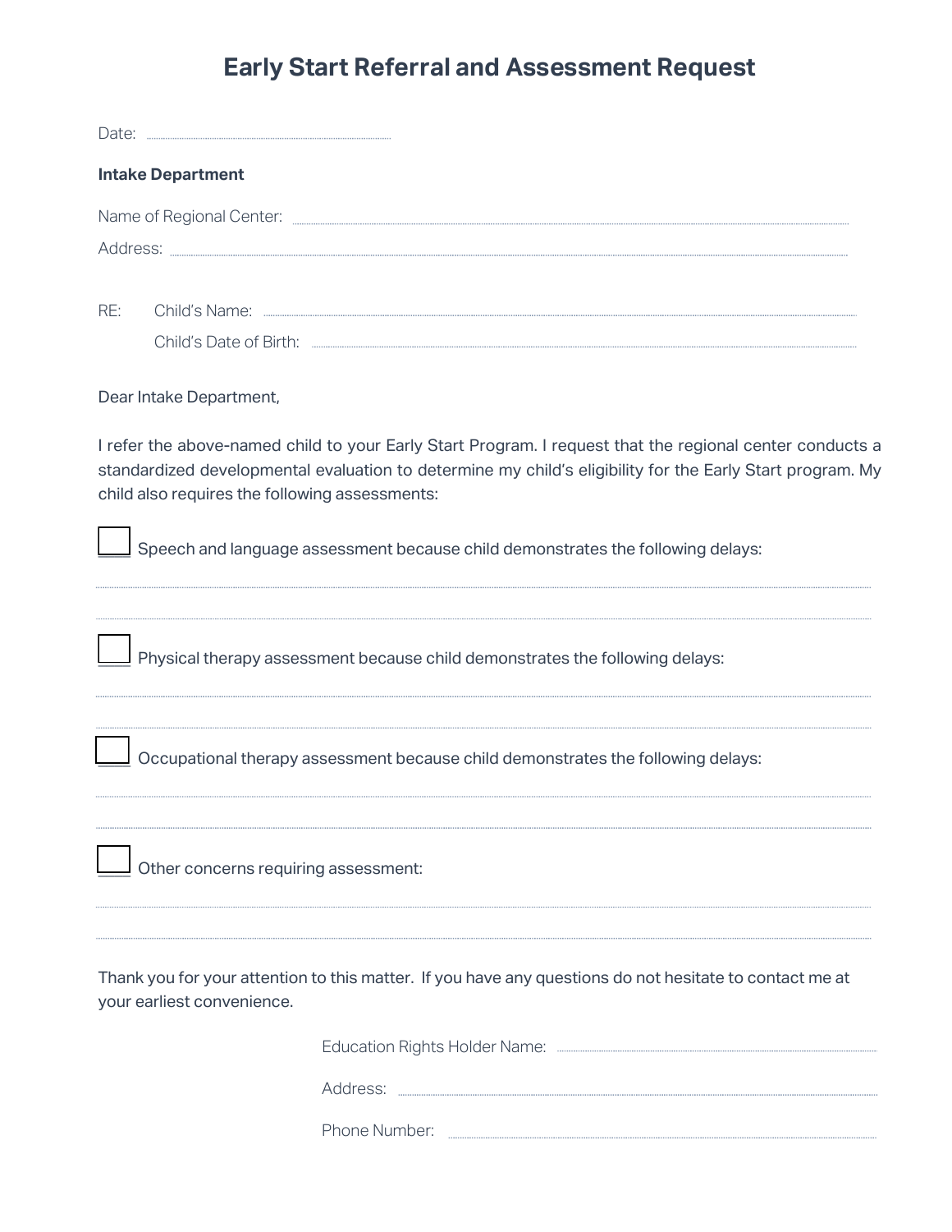# Early Start Referral and Assessment Request

Date: ______________________

**Intake Department**

Name of Regional Center: ______________________

Address: ______________________

RE: Child's Name: ______________________

Child's Date of Birth: ______________________

Dear Intake Department,

I refer the above-named child to your Early Start Program. I request that the regional center conducts a standardized developmental evaluation to determine my child's eligibility for the Early Start program. My child also requires the following assessments:

☐ Speech and language assessment because child demonstrates the following delays:

______________________

______________________

☐ Physical therapy assessment because child demonstrates the following delays:

______________________

______________________

☐ Occupational therapy assessment because child demonstrates the following delays:

______________________

______________________

☐ Other concerns requiring assessment:

______________________

______________________

Thank you for your attention to this matter. If you have any questions do not hesitate to contact me at your earliest convenience.

Education Rights Holder Name: ______________________

Address: ______________________

Phone Number: ______________________